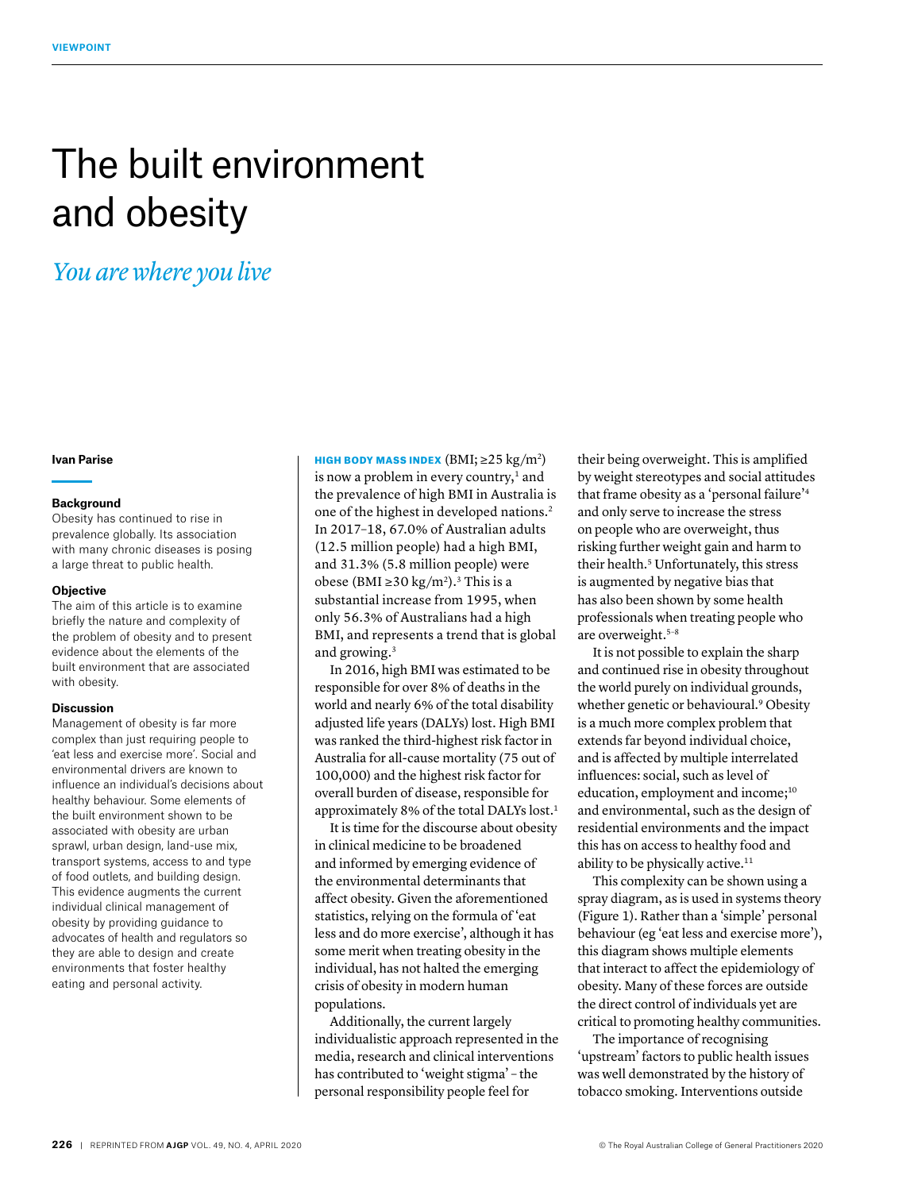VIEWPOINT

# The built environment and obesity

## *You are where you live*

**Ivan Parise**

### Background

Obesity has continued to rise in prevalence globally. Its association with many chronic diseases is posing a large threat to public health.

### Objective

The aim of this article is to examine briefly the nature and complexity of the problem of obesity and to present evidence about the elements of the built environment that are associated with obesity.

### Discussion

Management of obesity is far more complex than just requiring people to 'eat less and exercise more'. Social and environmental drivers are known to influence an individual's decisions about healthy behaviour. Some elements of the built environment shown to be associated with obesity are urban sprawl, urban design, land-use mix, transport systems, access to and type of food outlets, and building design. This evidence augments the current individual clinical management of obesity by providing guidance to advocates of health and regulators so they are able to design and create environments that foster healthy eating and personal activity.

**HIGH BODY MASS INDEX** (BMI; ≥25 kg/m$^2$) is now a problem in every country,[1] and the prevalence of high BMI in Australia is one of the highest in developed nations.[2] In 2017–18, 67.0% of Australian adults (12.5 million people) had a high BMI, and 31.3% (5.8 million people) were obese (BMI ≥30 kg/m$^2$).[3] This is a substantial increase from 1995, when only 56.3% of Australians had a high BMI, and represents a trend that is global and growing.[3]

In 2016, high BMI was estimated to be responsible for over 8% of deaths in the world and nearly 6% of the total disability adjusted life years (DALYs) lost. High BMI was ranked the third-highest risk factor in Australia for all-cause mortality (75 out of 100,000) and the highest risk factor for overall burden of disease, responsible for approximately 8% of the total DALYs lost.[1]

It is time for the discourse about obesity in clinical medicine to be broadened and informed by emerging evidence of the environmental determinants that affect obesity. Given the aforementioned statistics, relying on the formula of 'eat less and do more exercise', although it has some merit when treating obesity in the individual, has not halted the emerging crisis of obesity in modern human populations.

Additionally, the current largely individualistic approach represented in the media, research and clinical interventions has contributed to 'weight stigma' – the personal responsibility people feel for their being overweight. This is amplified by weight stereotypes and social attitudes that frame obesity as a 'personal failure'[4] and only serve to increase the stress on people who are overweight, thus risking further weight gain and harm to their health.[5] Unfortunately, this stress is augmented by negative bias that has also been shown by some health professionals when treating people who are overweight.[5–8]

It is not possible to explain the sharp and continued rise in obesity throughout the world purely on individual grounds, whether genetic or behavioural.[9] Obesity is a much more complex problem that extends far beyond individual choice, and is affected by multiple interrelated influences: social, such as level of education, employment and income;[10] and environmental, such as the design of residential environments and the impact this has on access to healthy food and ability to be physically active.[11]

This complexity can be shown using a spray diagram, as is used in systems theory (Figure 1). Rather than a 'simple' personal behaviour (eg 'eat less and exercise more'), this diagram shows multiple elements that interact to affect the epidemiology of obesity. Many of these forces are outside the direct control of individuals yet are critical to promoting healthy communities.

The importance of recognising 'upstream' factors to public health issues was well demonstrated by the history of tobacco smoking. Interventions outside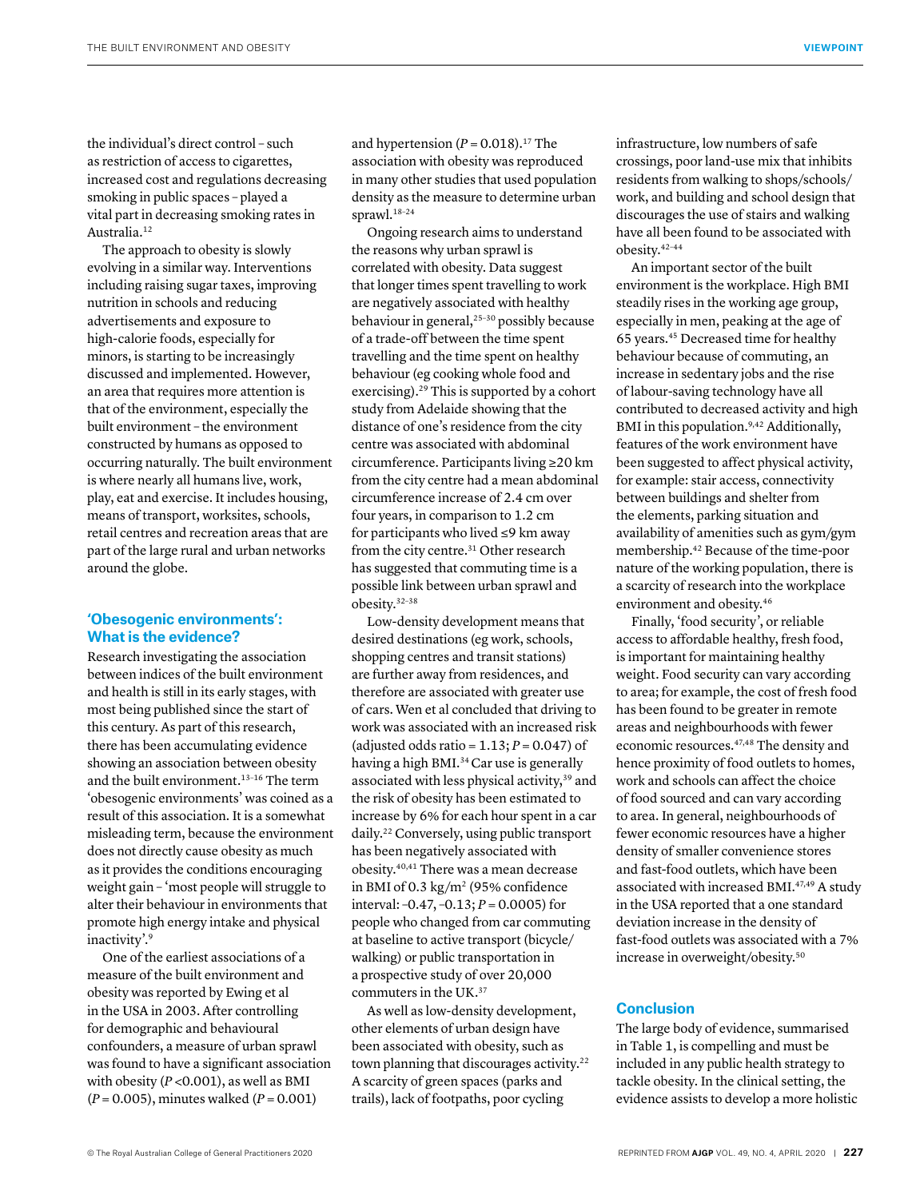the individual's direct control – such as restriction of access to cigarettes, increased cost and regulations decreasing smoking in public spaces – played a vital part in decreasing smoking rates in Australia.[12]

The approach to obesity is slowly evolving in a similar way. Interventions including raising sugar taxes, improving nutrition in schools and reducing advertisements and exposure to high-calorie foods, especially for minors, is starting to be increasingly discussed and implemented. However, an area that requires more attention is that of the environment, especially the built environment – the environment constructed by humans as opposed to occurring naturally. The built environment is where nearly all humans live, work, play, eat and exercise. It includes housing, means of transport, worksites, schools, retail centres and recreation areas that are part of the large rural and urban networks around the globe.

## 'Obesogenic environments': What is the evidence?

Research investigating the association between indices of the built environment and health is still in its early stages, with most being published since the start of this century. As part of this research, there has been accumulating evidence showing an association between obesity and the built environment.[13–16] The term 'obesogenic environments' was coined as a result of this association. It is a somewhat misleading term, because the environment does not directly cause obesity as much as it provides the conditions encouraging weight gain – 'most people will struggle to alter their behaviour in environments that promote high energy intake and physical inactivity'.[9]

One of the earliest associations of a measure of the built environment and obesity was reported by Ewing et al in the USA in 2003. After controlling for demographic and behavioural confounders, a measure of urban sprawl was found to have a significant association with obesity ($P$ <0.001), as well as BMI ($P$ = 0.005), minutes walked ($P$ = 0.001) and hypertension ($P$ = 0.018).[17] The association with obesity was reproduced in many other studies that used population density as the measure to determine urban sprawl.[18–24]

Ongoing research aims to understand the reasons why urban sprawl is correlated with obesity. Data suggest that longer times spent travelling to work are negatively associated with healthy behaviour in general,[25–30] possibly because of a trade-off between the time spent travelling and the time spent on healthy behaviour (eg cooking whole food and exercising).[29] This is supported by a cohort study from Adelaide showing that the distance of one's residence from the city centre was associated with abdominal circumference. Participants living ≥20 km from the city centre had a mean abdominal circumference increase of 2.4 cm over four years, in comparison to 1.2 cm for participants who lived ≤9 km away from the city centre.[31] Other research has suggested that commuting time is a possible link between urban sprawl and obesity.[32–38]

Low-density development means that desired destinations (eg work, schools, shopping centres and transit stations) are further away from residences, and therefore are associated with greater use of cars. Wen et al concluded that driving to work was associated with an increased risk (adjusted odds ratio = 1.13; $P$ = 0.047) of having a high BMI.[34] Car use is generally associated with less physical activity,[39] and the risk of obesity has been estimated to increase by 6% for each hour spent in a car daily.[22] Conversely, using public transport has been negatively associated with obesity.[40,41] There was a mean decrease in BMI of 0.3 kg/m$^2$ (95% confidence interval: –0.47, –0.13; $P$ = 0.0005) for people who changed from car commuting at baseline to active transport (bicycle/walking) or public transportation in a prospective study of over 20,000 commuters in the UK.[37]

As well as low-density development, other elements of urban design have been associated with obesity, such as town planning that discourages activity.[22] A scarcity of green spaces (parks and trails), lack of footpaths, poor cycling infrastructure, low numbers of safe crossings, poor land-use mix that inhibits residents from walking to shops/schools/work, and building and school design that discourages the use of stairs and walking have all been found to be associated with obesity.[42–44]

An important sector of the built environment is the workplace. High BMI steadily rises in the working age group, especially in men, peaking at the age of 65 years.[45] Decreased time for healthy behaviour because of commuting, an increase in sedentary jobs and the rise of labour-saving technology have all contributed to decreased activity and high BMI in this population.[9,42] Additionally, features of the work environment have been suggested to affect physical activity, for example: stair access, connectivity between buildings and shelter from the elements, parking situation and availability of amenities such as gym/gym membership.[42] Because of the time-poor nature of the working population, there is a scarcity of research into the workplace environment and obesity.[46]

Finally, 'food security', or reliable access to affordable healthy, fresh food, is important for maintaining healthy weight. Food security can vary according to area; for example, the cost of fresh food has been found to be greater in remote areas and neighbourhoods with fewer economic resources.[47,48] The density and hence proximity of food outlets to homes, work and schools can affect the choice of food sourced and can vary according to area. In general, neighbourhoods of fewer economic resources have a higher density of smaller convenience stores and fast-food outlets, which have been associated with increased BMI.[47,49] A study in the USA reported that a one standard deviation increase in the density of fast-food outlets was associated with a 7% increase in overweight/obesity.[50]

## Conclusion

The large body of evidence, summarised in Table 1, is compelling and must be included in any public health strategy to tackle obesity. In the clinical setting, the evidence assists to develop a more holistic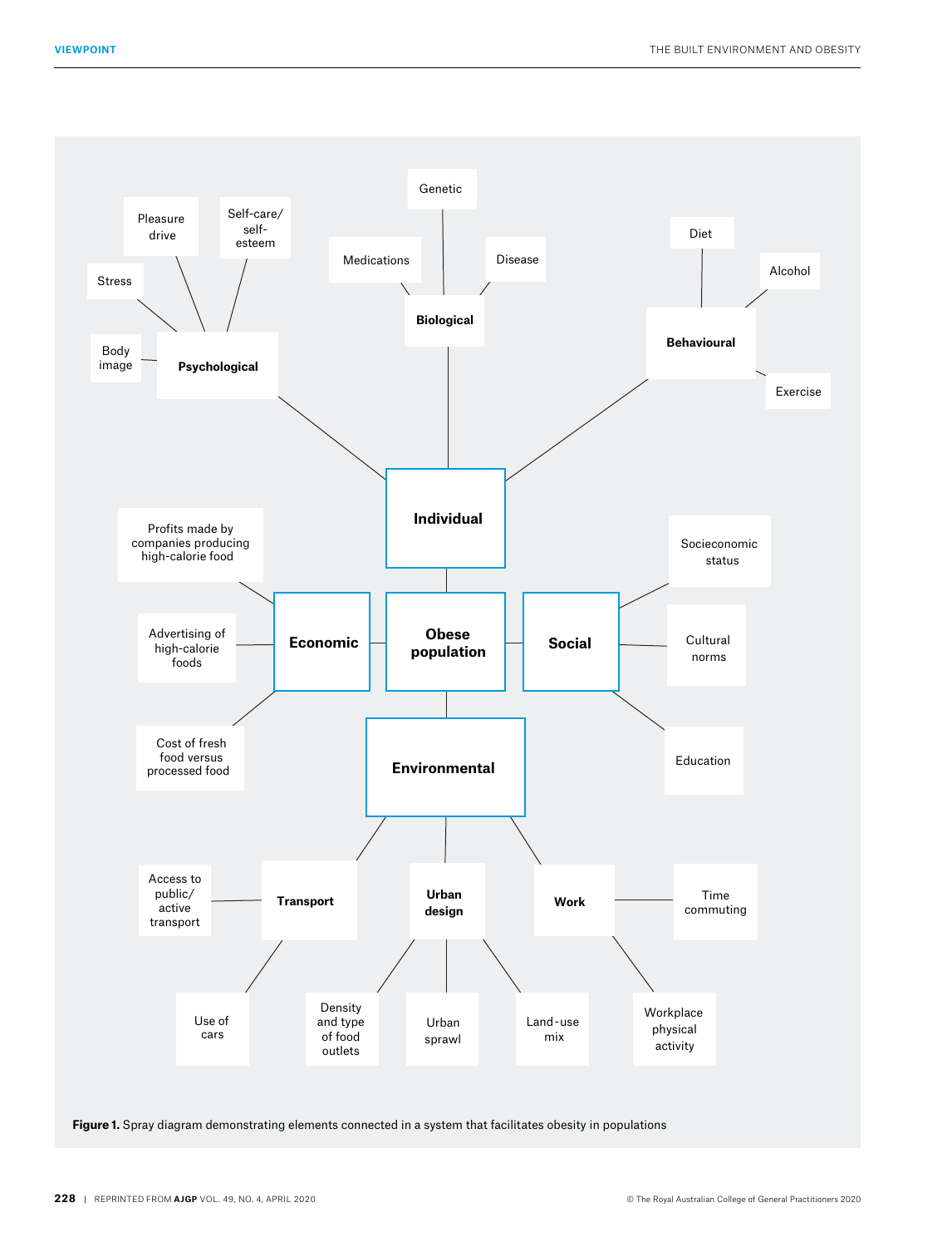- **Obese population**
  - **Individual**
    - **Psychological**
      - Pleasure drive
      - Self-care/ self-esteem
      - Stress
      - Body image
    - **Biological**
      - Genetic
      - Medications
      - Disease
    - **Behavioural**
      - Diet
      - Alcohol
      - Exercise
  - **Economic**
    - Profits made by companies producing high-calorie food
    - Advertising of high-calorie foods
    - Cost of fresh food versus processed food
  - **Social**
    - Socieconomic status
    - Cultural norms
    - Education
  - **Environmental**
    - **Transport**
      - Access to public/ active transport
      - Use of cars
    - **Urban design**
      - Density and type of food outlets
      - Urban sprawl
      - Land-use mix
    - **Work**
      - Time commuting
      - Workplace physical activity

**Figure 1.** Spray diagram demonstrating elements connected in a system that facilitates obesity in populations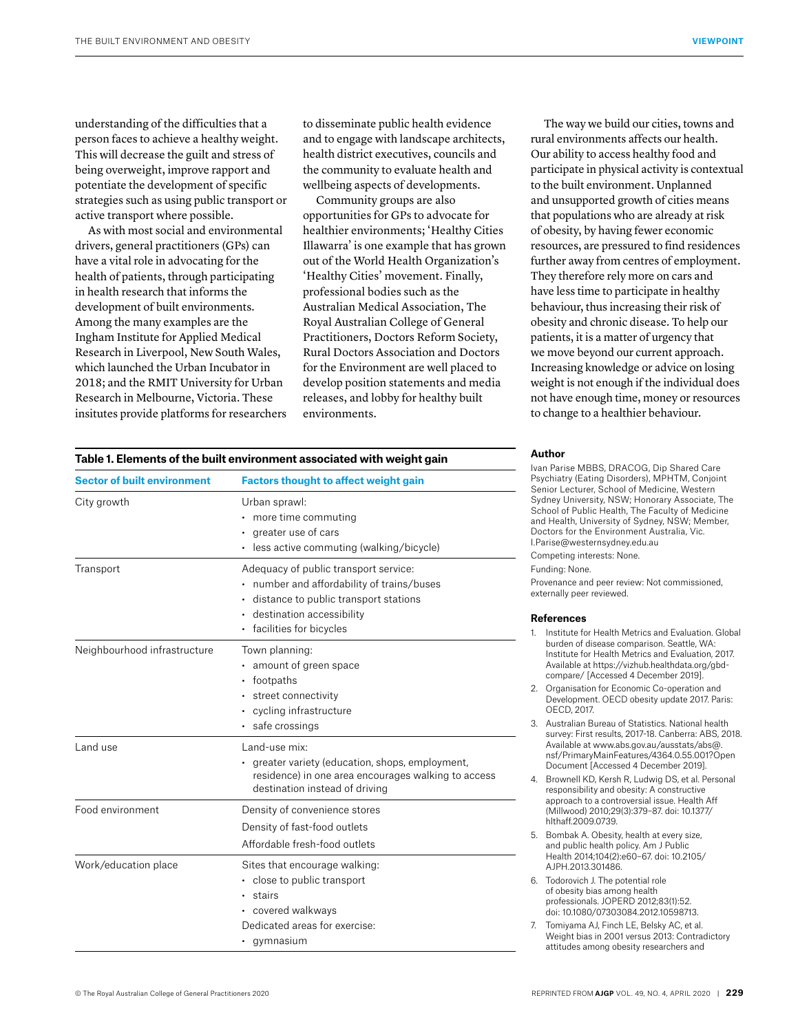understanding of the difficulties that a person faces to achieve a healthy weight. This will decrease the guilt and stress of being overweight, improve rapport and potentiate the development of specific strategies such as using public transport or active transport where possible.

As with most social and environmental drivers, general practitioners (GPs) can have a vital role in advocating for the health of patients, through participating in health research that informs the development of built environments. Among the many examples are the Ingham Institute for Applied Medical Research in Liverpool, New South Wales, which launched the Urban Incubator in 2018; and the RMIT University for Urban Research in Melbourne, Victoria. These insitutes provide platforms for researchers to disseminate public health evidence and to engage with landscape architects, health district executives, councils and the community to evaluate health and wellbeing aspects of developments.

Community groups are also opportunities for GPs to advocate for healthier environments; 'Healthy Cities Illawarra' is one example that has grown out of the World Health Organization's 'Healthy Cities' movement. Finally, professional bodies such as the Australian Medical Association, The Royal Australian College of General Practitioners, Doctors Reform Society, Rural Doctors Association and Doctors for the Environment are well placed to develop position statements and media releases, and lobby for healthy built environments.

The way we build our cities, towns and rural environments affects our health. Our ability to access healthy food and participate in physical activity is contextual to the built environment. Unplanned and unsupported growth of cities means that populations who are already at risk of obesity, by having fewer economic resources, are pressured to find residences further away from centres of employment. They therefore rely more on cars and have less time to participate in healthy behaviour, thus increasing their risk of obesity and chronic disease. To help our patients, it is a matter of urgency that we move beyond our current approach. Increasing knowledge or advice on losing weight is not enough if the individual does not have enough time, money or resources to change to a healthier behaviour.

**Table 1. Elements of the built environment associated with weight gain**

| Sector of built environment | Factors thought to affect weight gain |
|---|---|
| City growth | Urban sprawl:<br>• more time commuting<br>• greater use of cars<br>• less active commuting (walking/bicycle) |
| Transport | Adequacy of public transport service:<br>• number and affordability of trains/buses<br>• distance to public transport stations<br>• destination accessibility<br>• facilities for bicycles |
| Neighbourhood infrastructure | Town planning:<br>• amount of green space<br>• footpaths<br>• street connectivity<br>• cycling infrastructure<br>• safe crossings |
| Land use | Land-use mix:<br>• greater variety (education, shops, employment, residence) in one area encourages walking to access destination instead of driving |
| Food environment | Density of convenience stores<br>Density of fast-food outlets<br>Affordable fresh-food outlets |
| Work/education place | Sites that encourage walking:<br>• close to public transport<br>• stairs<br>• covered walkways<br>Dedicated areas for exercise:<br>• gymnasium |

### Author

Ivan Parise MBBS, DRACOG, Dip Shared Care Psychiatry (Eating Disorders), MPHTM, Conjoint Senior Lecturer, School of Medicine, Western Sydney University, NSW; Honorary Associate, The School of Public Health, The Faculty of Medicine and Health, University of Sydney, NSW; Member, Doctors for the Environment Australia, Vic. I.Parise@westernsydney.edu.au

Competing interests: None.

Funding: None.

Provenance and peer review: Not commissioned, externally peer reviewed.

### References

1. Institute for Health Metrics and Evaluation. Global burden of disease comparison. Seattle, WA: Institute for Health Metrics and Evaluation, 2017. Available at https://vizhub.healthdata.org/gbd-compare/ [Accessed 4 December 2019].
2. Organisation for Economic Co-operation and Development. OECD obesity update 2017. Paris: OECD, 2017.
3. Australian Bureau of Statistics. National health survey: First results, 2017-18. Canberra: ABS, 2018. Available at www.abs.gov.au/ausstats/abs@.nsf/PrimaryMainFeatures/4364.0.55.001?OpenDocument [Accessed 4 December 2019].
4. Brownell KD, Kersh R, Ludwig DS, et al. Personal responsibility and obesity: A constructive approach to a controversial issue. Health Aff (Millwood) 2010;29(3):379–87. doi: 10.1377/hlthaff.2009.0739.
5. Bombak A. Obesity, health at every size, and public health policy. Am J Public Health 2014;104(2):e60–67. doi: 10.2105/AJPH.2013.301486.
6. Todorovich J. The potential role of obesity bias among health professionals. JOPERD 2012;83(1):52. doi: 10.1080/07303084.2012.10598713.
7. Tomiyama AJ, Finch LE, Belsky AC, et al. Weight bias in 2001 versus 2013: Contradictory attitudes among obesity researchers and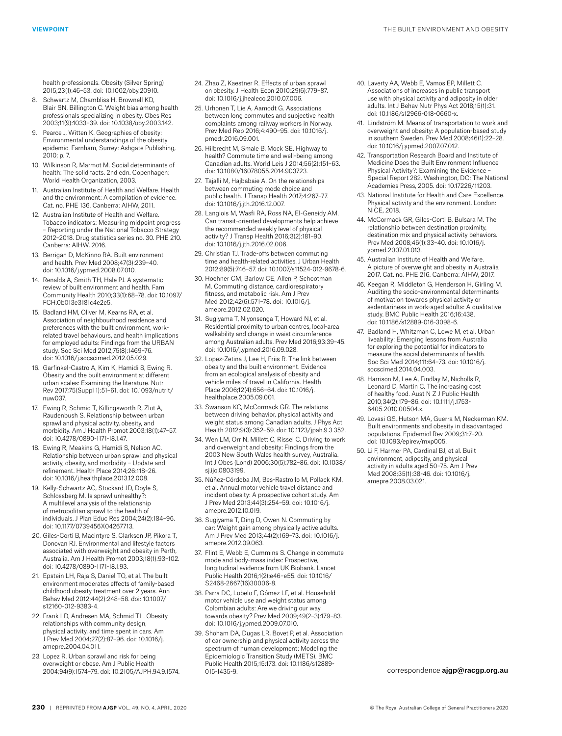health professionals. Obesity (Silver Spring) 2015;23(1):46–53. doi: 10.1002/oby.20910.

8. Schwartz M, Chambliss H, Brownell KD, Blair SN, Billington C. Weight bias among health professionals specializing in obesity. Obes Res 2003;11(9):1033–39. doi: 10.1038/oby.2003.142.
9. Pearce J, Witten K. Geographies of obesity: Environmental understandings of the obesity epidemic. Farnham, Surrey: Ashgate Publishing, 2010; p. 7.
10. Wilkinson R, Marmot M. Social determinants of health: The solid facts. 2nd edn. Copenhagen: World Health Organization, 2003.
11. Australian Institute of Health and Welfare. Health and the environment: A compilation of evidence. Cat. no. PHE 136. Canberra: AIHW, 2011.
12. Australian Institute of Health and Welfare. Tobacco indicators: Measuring midpoint progress – Reporting under the National Tobacco Strategy 2012–2018. Drug statistics series no. 30. PHE 210. Canberra: AIHW, 2016.
13. Berrigan D, McKinno RA. Built environment and health. Prev Med 2008;47(3):239–40. doi: 10.1016/j.ypmed.2008.07.010.
14. Renalds A, Smith TH, Hale PJ. A systematic review of built environment and health. Fam Community Health 2010;33(1):68–78. doi: 10.1097/FCH.0b013e3181c4e2e5.
15. Badland HM, Oliver M, Kearns RA, et al. Association of neighbourhood residence and preferences with the built environment, work-related travel behaviours, and health implications for employed adults: Findings from the URBAN study. Soc Sci Med 2012;75(8):1469–76. doi: 10.1016/j.socscimed.2012.05.029.
16. Garfinkel-Castro A, Kim K, Hamidi S, Ewing R. Obesity and the built environment at different urban scales: Examining the literature. Nutr Rev 2017;75(Suppl 1):51–61. doi: 10.1093/nutrit/nuw037.
17. Ewing R, Schmid T, Killingsworth R, Zlot A, Raudenbush S. Relationship between urban sprawl and physical activity, obesity, and morbidity. Am J Health Promot 2003;18(1):47–57. doi: 10.4278/0890-1171-18.1.47.
18. Ewing R, Meakins G, Hamidi S, Nelson AC. Relationship between urban sprawl and physical activity, obesity, and morbidity – Update and refinement. Health Place 2014;26:118–26. doi: 10.1016/j.healthplace.2013.12.008.
19. Kelly-Schwartz AC, Stockard JD, Doyle S, Schlossberg M. Is sprawl unhealthy?: A multilevel analysis of the relationship of metropolitan sprawl to the health of individuals. J Plan Educ Res 2004;24(2):184–96. doi: 10.1177/0739456X04267713.
20. Giles-Corti B, Macintyre S, Clarkson JP, Pikora T, Donovan RJ. Environmental and lifestyle factors associated with overweight and obesity in Perth, Australia. Am J Health Promot 2003;18(1):93–102. doi: 10.4278/0890-1171-18.1.93.
21. Epstein LH, Raja S, Daniel TO, et al. The built environment moderates effects of family-based childhood obesity treatment over 2 years. Ann Behav Med 2012;44(2):248–58. doi: 10.1007/s12160-012-9383-4.
22. Frank LD, Andresen MA, Schmid TL. Obesity relationships with community design, physical activity, and time spent in cars. Am J Prev Med 2004;27(2):87–96. doi: 10.1016/j.amepre.2004.04.011.
23. Lopez R. Urban sprawl and risk for being overweight or obese. Am J Public Health 2004;94(9):1574–79. doi: 10.2105/AJPH.94.9.1574.
24. Zhao Z, Kaestner R. Effects of urban sprawl on obesity. J Health Econ 2010;29(6):779–87. doi: 10.1016/j.jhealeco.2010.07.006.
25. Urhonen T, Lie A, Aamodt G. Associations between long commutes and subjective health complaints among railway workers in Norway. Prev Med Rep 2016;4:490–95. doi: 10.1016/j.pmedr.2016.09.001.
26. Hilbrecht M, Smale B, Mock SE. Highway to health? Commute time and well-being among Canadian adults. World Leis J 2014;56(2):151–63. doi: 10.1080/16078055.2014.903723.
27. Tajalli M, Hajbabaie A. On the relationships between commuting mode choice and public health. J Transp Health 2017;4:267–77. doi: 10.1016/j.jth.2016.12.007.
28. Langlois M, Wasfi RA, Ross NA, El-Geneidy AM. Can transit-oriented developments help achieve the recommended weekly level of physical activity? J Transp Health 2016;3(2):181–90. doi: 10.1016/j.jth.2016.02.006.
29. Christian TJ. Trade-offs between commuting time and health-related activities. J Urban Health 2012;89(5):746–57. doi: 10.1007/s11524-012-9678-6.
30. Hoehner CM, Barlow CE, Allen P, Schootman M. Commuting distance, cardiorespiratory fitness, and metabolic risk. Am J Prev Med 2012;42(6):571–78. doi: 10.1016/j.amepre.2012.02.020.
31. Sugiyama T, Niyonsenga T, Howard NJ, et al. Residential proximity to urban centres, local-area walkability and change in waist circumference among Australian adults. Prev Med 2016;93:39–45. doi: 10.1016/j.ypmed.2016.09.028.
32. Lopez-Zetina J, Lee H, Friis R. The link between obesity and the built environment. Evidence from an ecological analysis of obesity and vehicle miles of travel in California. Health Place 2006;12(4):656–64. doi: 10.1016/j.healthplace.2005.09.001.
33. Swanson KC, McCormack GR. The relations between driving behavior, physical activity and weight status among Canadian adults. J Phys Act Health 2012;9(3):352–59. doi: 10.1123/jpah.9.3.352.
34. Wen LM, Orr N, Millett C, Rissel C. Driving to work and overweight and obesity: Findings from the 2003 New South Wales health survey, Australia. Int J Obes (Lond) 2006;30(5):782–86. doi: 10.1038/sj.ijo.0803199.
35. Núñez-Córdoba JM, Bes-Rastrollo M, Pollack KM, et al. Annual motor vehicle travel distance and incident obesity: A prospective cohort study. Am J Prev Med 2013;44(3):254–59. doi: 10.1016/j.amepre.2012.10.019.
36. Sugiyama T, Ding D, Owen N. Commuting by car: Weight gain among physically active adults. Am J Prev Med 2013;44(2):169–73. doi: 10.1016/j.amepre.2012.09.063.
37. Flint E, Webb E, Cummins S. Change in commute mode and body-mass index: Prospective, longitudinal evidence from UK Biobank. Lancet Public Health 2016;1(2):e46–e55. doi: 10.1016/S2468-2667(16)30006-8.
38. Parra DC, Lobelo F, Gómez LF, et al. Household motor vehicle use and weight status among Colombian adults: Are we driving our way towards obesity? Prev Med 2009;49(2–3):179–83. doi: 10.1016/j.ypmed.2009.07.010.
39. Shoham DA, Dugas LR, Bovet P, et al. Association of car ownership and physical activity across the spectrum of human development: Modeling the Epidemiologic Transition Study (METS). BMC Public Health 2015;15:173. doi: 10.1186/s12889-015-1435-9.
40. Laverty AA, Webb E, Vamos EP, Millett C. Associations of increases in public transport use with physical activity and adiposity in older adults. Int J Behav Nutr Phys Act 2018;15(1):31. doi: 10.1186/s12966-018-0660-x.
41. Lindström M. Means of transportation to work and overweight and obesity: A population-based study in southern Sweden. Prev Med 2008;46(1):22–28. doi: 10.1016/j.ypmed.2007.07.012.
42. Transportation Research Board and Institute of Medicine Does the Built Environment Influence Physical Activity?: Examining the Evidence – Special Report 282. Washington, DC: The National Academies Press, 2005. doi: 10.17226/11203.
43. National Institute for Health and Care Excellence. Physical activity and the environment. London: NICE, 2018.
44. McCormack GR, Giles-Corti B, Bulsara M. The relationship between destination proximity, destination mix and physical activity behaviors. Prev Med 2008;46(1):33–40. doi: 10.1016/j.ypmed.2007.01.013.
45. Australian Institute of Health and Welfare. A picture of overweight and obesity in Australia 2017. Cat. no. PHE 216. Canberra: AIHW, 2017.
46. Keegan R, Middleton G, Henderson H, Girling M. Auditing the socio-environmental determinants of motivation towards physical activity or sedentariness in work-aged adults: A qualitative study. BMC Public Health 2016;16:438. doi: 10.1186/s12889-016-3098-6.
47. Badland H, Whitzman C, Lowe M, et al. Urban liveability: Emerging lessons from Australia for exploring the potential for indicators to measure the social determinants of health. Soc Sci Med 2014;111:64–73. doi: 10.1016/j.socscimed.2014.04.003.
48. Harrison M, Lee A, Findlay M, Nicholls R, Leonard D, Martin C. The increasing cost of healthy food. Aust N Z J Public Health 2010;34(2):179–86. doi: 10.1111/j.1753-6405.2010.00504.x.
49. Lovasi GS, Hutson MA, Guerra M, Neckerman KM. Built environments and obesity in disadvantaged populations. Epidemiol Rev 2009;31:7–20. doi: 10.1093/epirev/mxp005.
50. Li F, Harmer PA, Cardinal BJ, et al. Built environment, adiposity, and physical activity in adults aged 50–75. Am J Prev Med 2008;35(1):38-46. doi: 10.1016/j.amepre.2008.03.021.

correspondence **ajgp@racgp.org.au**